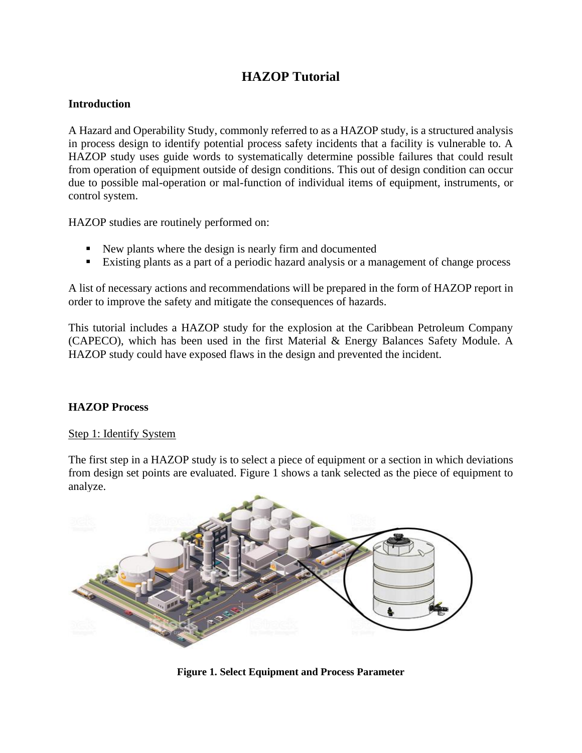# HAZOP Tutorial

## Introduction

A Hazard and Operability Study, commonly referred to as a HAZOP study, is a structured analysis in process design to identify potential process safety incidents that a facility is vulnerable to. A HAZOP study uses guide words to systematically determine possible failures that could result from operation of equipment outside of design conditions. This out of design condition can occur due to possible mal-operation or mal-function of individual items of equipment, instruments, or control system.

HAZOP studies are routinely performed on:

- New plants where the design is nearly firm and documented
- Existing plants as a part of a periodic hazard analysis or a management of change process

A list of necessary actions and recommendations will be prepared in the form of HAZOP report in order to improve the safety and mitigate the consequences of hazards.

This tutorial includes a HAZOP study for the explosion at the Caribbean Petroleum Company (CAPECO), which has been used in the first Material & Energy Balances Safety Module. A HAZOP study could have exposed flaws in the design and prevented the incident.

## HAZOP Process

### Step 1: Identify System

The first step in a HAZOP study is to select a piece of equipment or a section in which deviations from design set points are evaluated. Figure 1 shows a tank selected as the piece of equipment to analyze.

**Figure 1. Select Equipment and Process Parameter**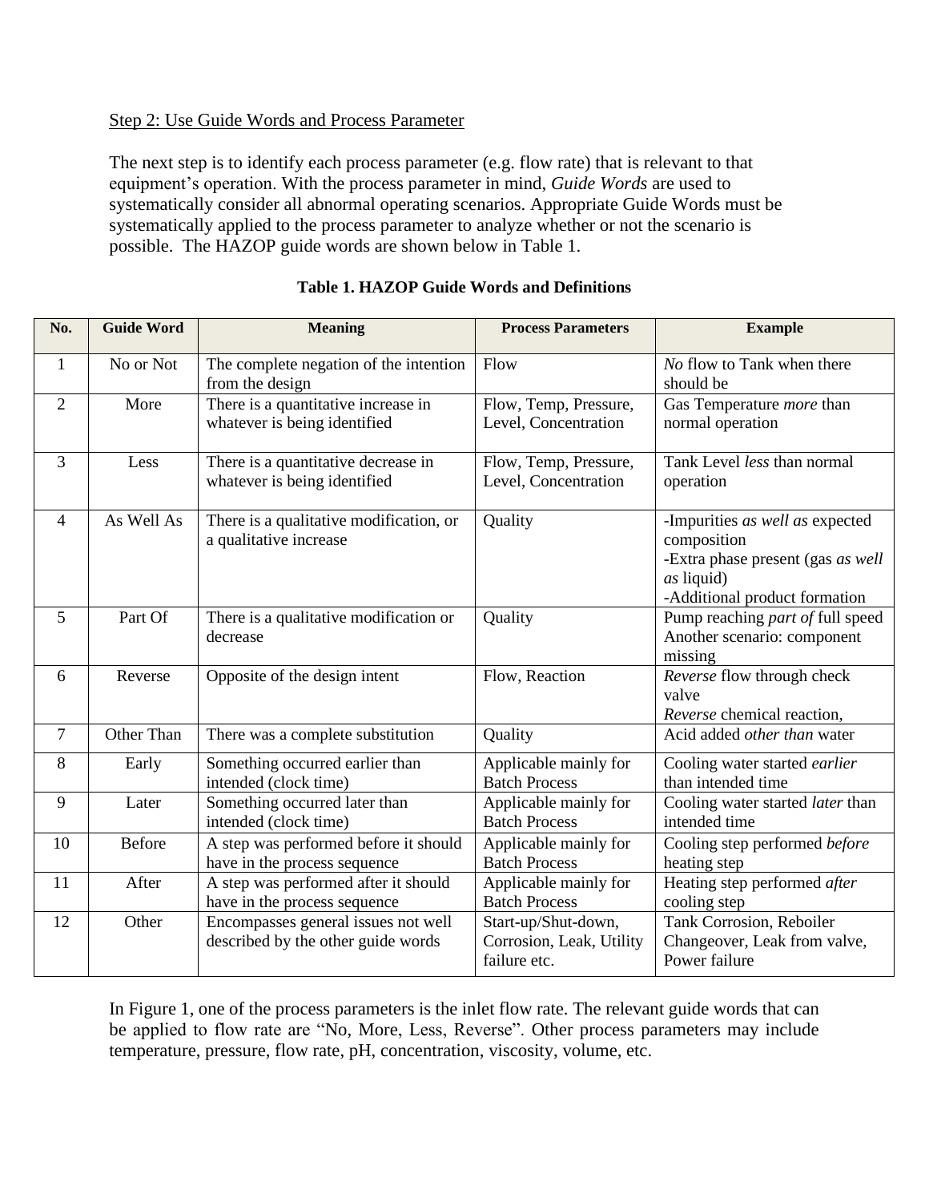Step 2: Use Guide Words and Process Parameter

The next step is to identify each process parameter (e.g. flow rate) that is relevant to that equipment's operation. With the process parameter in mind, *Guide Words* are used to systematically consider all abnormal operating scenarios. Appropriate Guide Words must be systematically applied to the process parameter to analyze whether or not the scenario is possible. The HAZOP guide words are shown below in Table 1.

**Table 1. HAZOP Guide Words and Definitions**

| No. | Guide Word | Meaning | Process Parameters | Example |
|---|---|---|---|---|
| 1 | No or Not | The complete negation of the intention from the design | Flow | *No* flow to Tank when there should be |
| 2 | More | There is a quantitative increase in whatever is being identified | Flow, Temp, Pressure, Level, Concentration | Gas Temperature *more* than normal operation |
| 3 | Less | There is a quantitative decrease in whatever is being identified | Flow, Temp, Pressure, Level, Concentration | Tank Level *less* than normal operation |
| 4 | As Well As | There is a qualitative modification, or a qualitative increase | Quality | -Impurities *as well as* expected composition<br>-Extra phase present (gas *as well as* liquid)<br>-Additional product formation |
| 5 | Part Of | There is a qualitative modification or decrease | Quality | Pump reaching *part of* full speed<br>Another scenario: component missing |
| 6 | Reverse | Opposite of the design intent | Flow, Reaction | *Reverse* flow through check valve<br>*Reverse* chemical reaction, |
| 7 | Other Than | There was a complete substitution | Quality | Acid added *other than* water |
| 8 | Early | Something occurred earlier than intended (clock time) | Applicable mainly for Batch Process | Cooling water started *earlier* than intended time |
| 9 | Later | Something occurred later than intended (clock time) | Applicable mainly for Batch Process | Cooling water started *later* than intended time |
| 10 | Before | A step was performed before it should have in the process sequence | Applicable mainly for Batch Process | Cooling step performed *before* heating step |
| 11 | After | A step was performed after it should have in the process sequence | Applicable mainly for Batch Process | Heating step performed *after* cooling step |
| 12 | Other | Encompasses general issues not well described by the other guide words | Start-up/Shut-down, Corrosion, Leak, Utility failure etc. | Tank Corrosion, Reboiler Changeover, Leak from valve, Power failure |

In Figure 1, one of the process parameters is the inlet flow rate. The relevant guide words that can be applied to flow rate are "No, More, Less, Reverse". Other process parameters may include temperature, pressure, flow rate, pH, concentration, viscosity, volume, etc.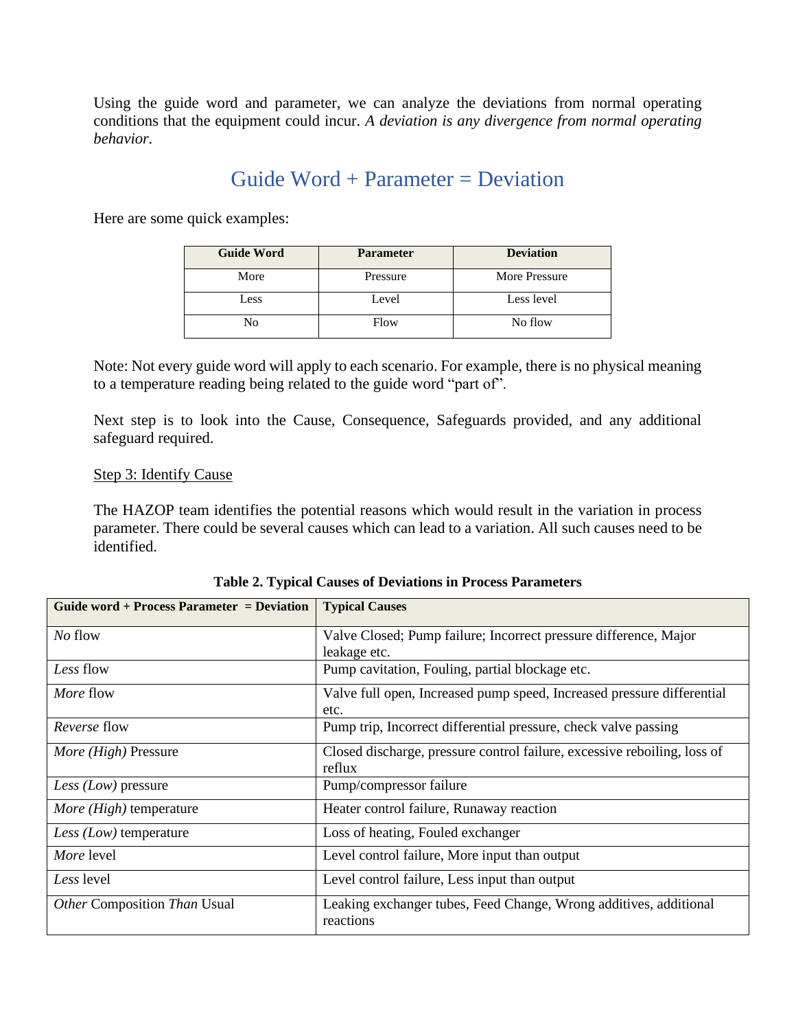Using the guide word and parameter, we can analyze the deviations from normal operating conditions that the equipment could incur. *A deviation is any divergence from normal operating behavior.*

## Guide Word + Parameter = Deviation

Here are some quick examples:

| Guide Word | Parameter | Deviation |
|---|---|---|
| More | Pressure | More Pressure |
| Less | Level | Less level |
| No | Flow | No flow |

Note: Not every guide word will apply to each scenario. For example, there is no physical meaning to a temperature reading being related to the guide word “part of”.

Next step is to look into the Cause, Consequence, Safeguards provided, and any additional safeguard required.

<u>Step 3: Identify Cause</u>

The HAZOP team identifies the potential reasons which would result in the variation in process parameter. There could be several causes which can lead to a variation. All such causes need to be identified.

**Table 2. Typical Causes of Deviations in Process Parameters**

| Guide word + Process Parameter = Deviation | Typical Causes |
|---|---|
| *No* flow | Valve Closed; Pump failure; Incorrect pressure difference, Major leakage etc. |
| *Less* flow | Pump cavitation, Fouling, partial blockage etc. |
| *More* flow | Valve full open, Increased pump speed, Increased pressure differential etc. |
| *Reverse* flow | Pump trip, Incorrect differential pressure, check valve passing |
| *More (High)* Pressure | Closed discharge, pressure control failure, excessive reboiling, loss of reflux |
| *Less (Low)* pressure | Pump/compressor failure |
| *More (High)* temperature | Heater control failure, Runaway reaction |
| *Less (Low)* temperature | Loss of heating, Fouled exchanger |
| *More* level | Level control failure, More input than output |
| *Less* level | Level control failure, Less input than output |
| *Other* Composition *Than* Usual | Leaking exchanger tubes, Feed Change, Wrong additives, additional reactions |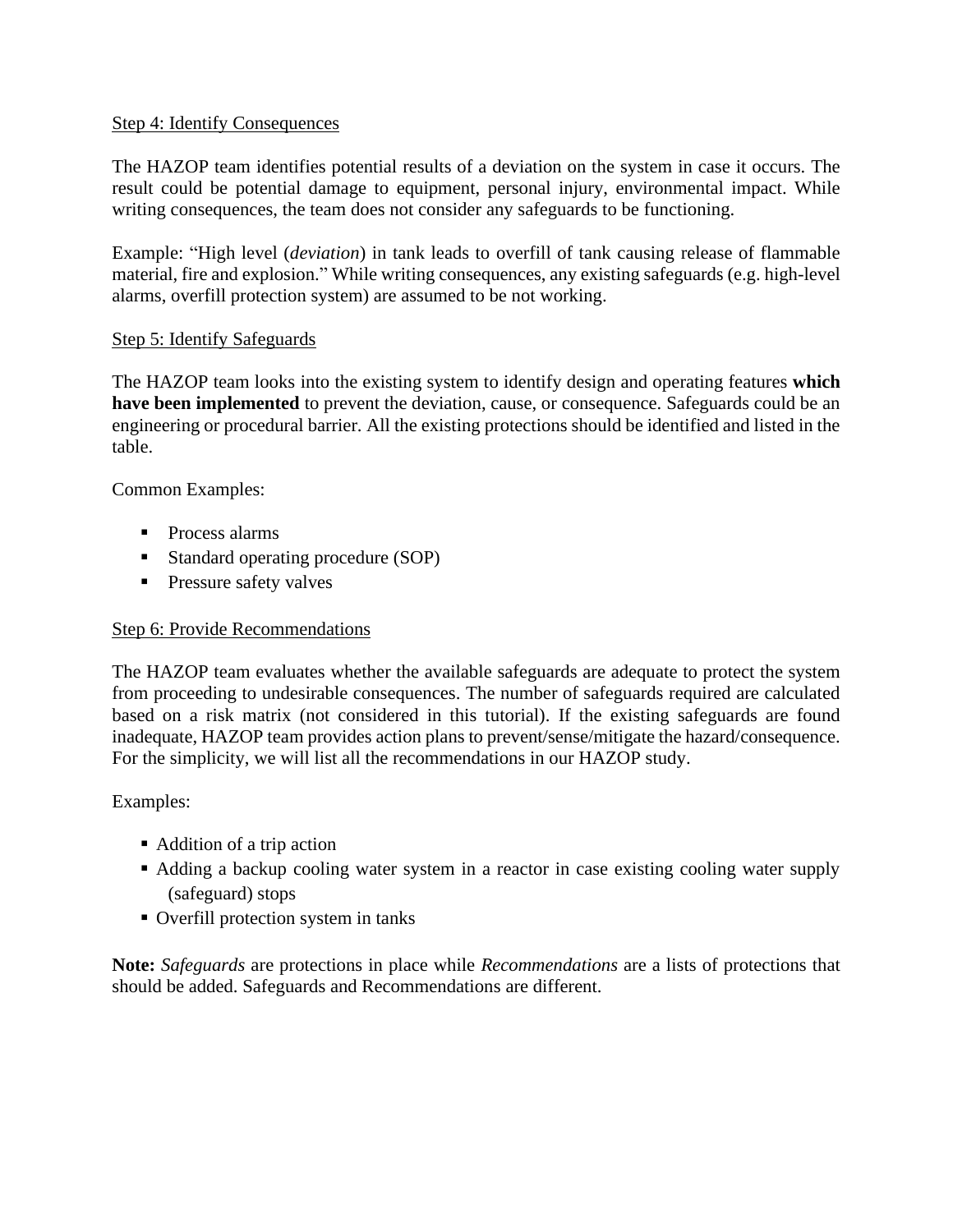Step 4: Identify Consequences

The HAZOP team identifies potential results of a deviation on the system in case it occurs. The result could be potential damage to equipment, personal injury, environmental impact. While writing consequences, the team does not consider any safeguards to be functioning.

Example: "High level (*deviation*) in tank leads to overfill of tank causing release of flammable material, fire and explosion." While writing consequences, any existing safeguards (e.g. high-level alarms, overfill protection system) are assumed to be not working.

Step 5: Identify Safeguards

The HAZOP team looks into the existing system to identify design and operating features **which have been implemented** to prevent the deviation, cause, or consequence. Safeguards could be an engineering or procedural barrier. All the existing protections should be identified and listed in the table.

Common Examples:

- Process alarms
- Standard operating procedure (SOP)
- Pressure safety valves

Step 6: Provide Recommendations

The HAZOP team evaluates whether the available safeguards are adequate to protect the system from proceeding to undesirable consequences. The number of safeguards required are calculated based on a risk matrix (not considered in this tutorial). If the existing safeguards are found inadequate, HAZOP team provides action plans to prevent/sense/mitigate the hazard/consequence. For the simplicity, we will list all the recommendations in our HAZOP study.

Examples:

- Addition of a trip action
- Adding a backup cooling water system in a reactor in case existing cooling water supply (safeguard) stops
- Overfill protection system in tanks

**Note:** *Safeguards* are protections in place while *Recommendations* are a lists of protections that should be added. Safeguards and Recommendations are different.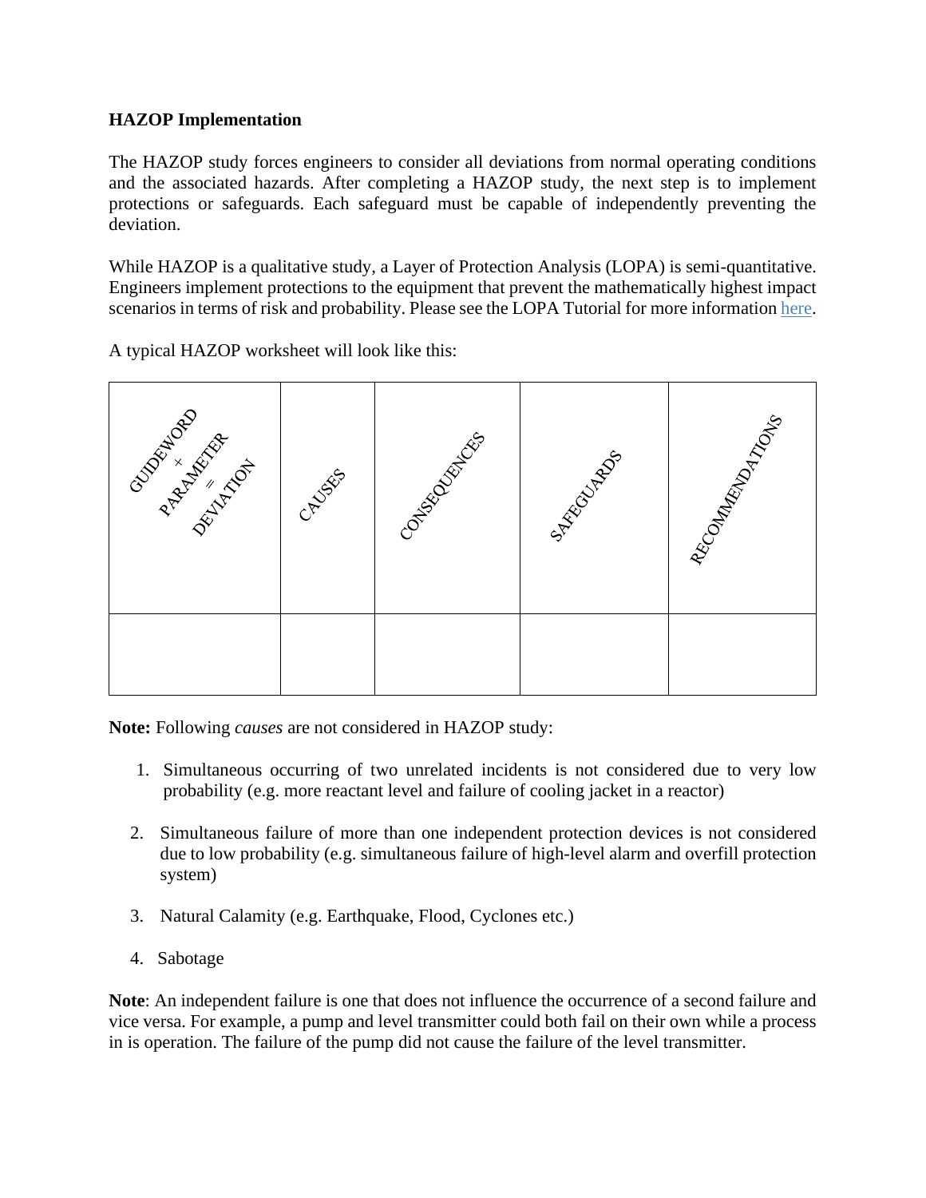**HAZOP Implementation**

The HAZOP study forces engineers to consider all deviations from normal operating conditions and the associated hazards. After completing a HAZOP study, the next step is to implement protections or safeguards. Each safeguard must be capable of independently preventing the deviation.

While HAZOP is a qualitative study, a Layer of Protection Analysis (LOPA) is semi-quantitative. Engineers implement protections to the equipment that prevent the mathematically highest impact scenarios in terms of risk and probability. Please see the LOPA Tutorial for more information here.

A typical HAZOP worksheet will look like this:

| GUIDEWORD + PARAMETER = DEVIATION | CAUSES | CONSEQUENCES | SAFEGUARDS | RECOMMENDATIONS |
|---|---|---|---|---|
| | | | | |

**Note:** Following *causes* are not considered in HAZOP study:

1. Simultaneous occurring of two unrelated incidents is not considered due to very low probability (e.g. more reactant level and failure of cooling jacket in a reactor)
2. Simultaneous failure of more than one independent protection devices is not considered due to low probability (e.g. simultaneous failure of high-level alarm and overfill protection system)
3. Natural Calamity (e.g. Earthquake, Flood, Cyclones etc.)
4. Sabotage

**Note**: An independent failure is one that does not influence the occurrence of a second failure and vice versa. For example, a pump and level transmitter could both fail on their own while a process in is operation. The failure of the pump did not cause the failure of the level transmitter.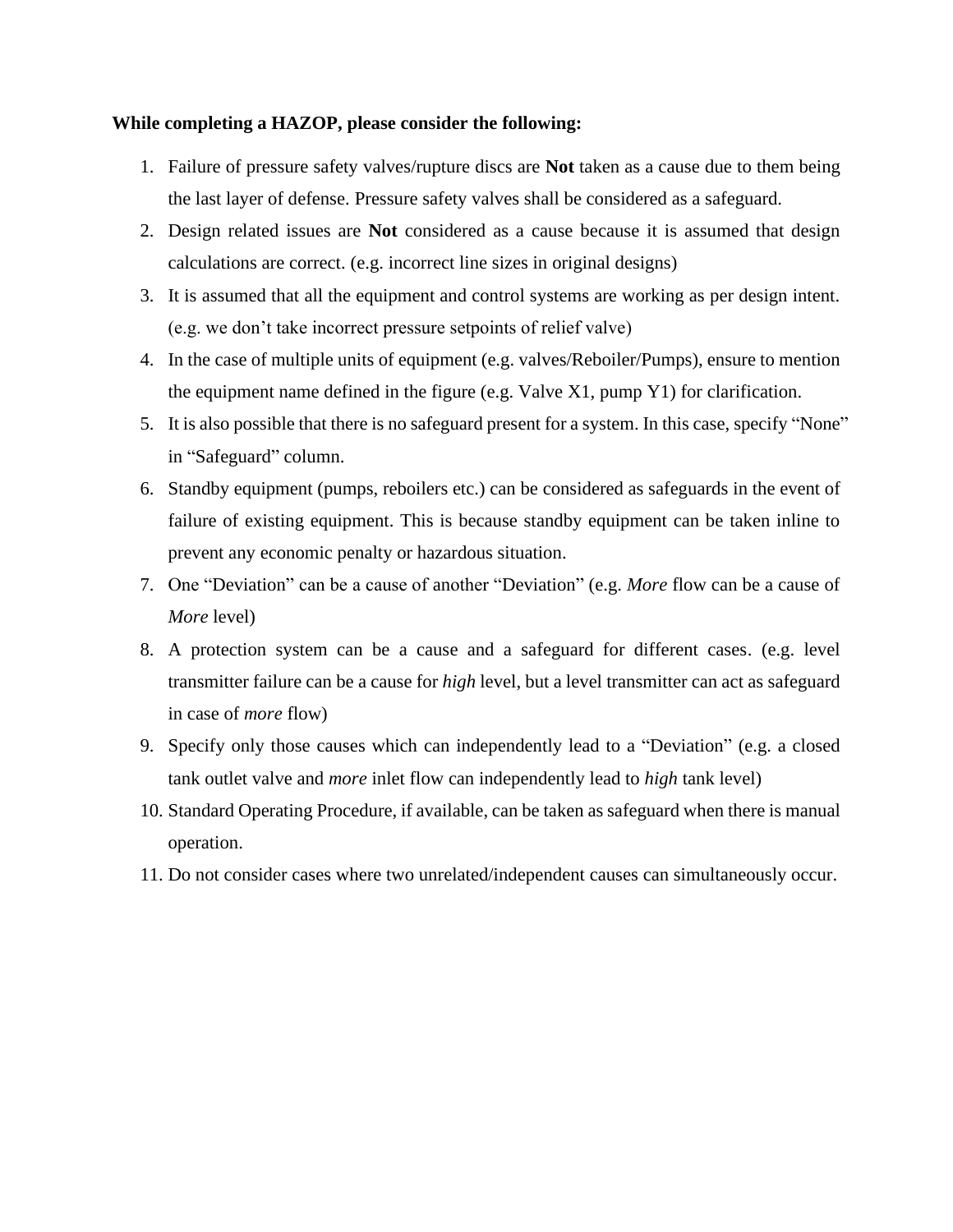**While completing a HAZOP, please consider the following:**

1. Failure of pressure safety valves/rupture discs are **Not** taken as a cause due to them being the last layer of defense. Pressure safety valves shall be considered as a safeguard.
2. Design related issues are **Not** considered as a cause because it is assumed that design calculations are correct. (e.g. incorrect line sizes in original designs)
3. It is assumed that all the equipment and control systems are working as per design intent. (e.g. we don't take incorrect pressure setpoints of relief valve)
4. In the case of multiple units of equipment (e.g. valves/Reboiler/Pumps), ensure to mention the equipment name defined in the figure (e.g. Valve X1, pump Y1) for clarification.
5. It is also possible that there is no safeguard present for a system. In this case, specify "None" in "Safeguard" column.
6. Standby equipment (pumps, reboilers etc.) can be considered as safeguards in the event of failure of existing equipment. This is because standby equipment can be taken inline to prevent any economic penalty or hazardous situation.
7. One "Deviation" can be a cause of another "Deviation" (e.g. *More* flow can be a cause of *More* level)
8. A protection system can be a cause and a safeguard for different cases. (e.g. level transmitter failure can be a cause for *high* level, but a level transmitter can act as safeguard in case of *more* flow)
9. Specify only those causes which can independently lead to a "Deviation" (e.g. a closed tank outlet valve and *more* inlet flow can independently lead to *high* tank level)
10. Standard Operating Procedure, if available, can be taken as safeguard when there is manual operation.
11. Do not consider cases where two unrelated/independent causes can simultaneously occur.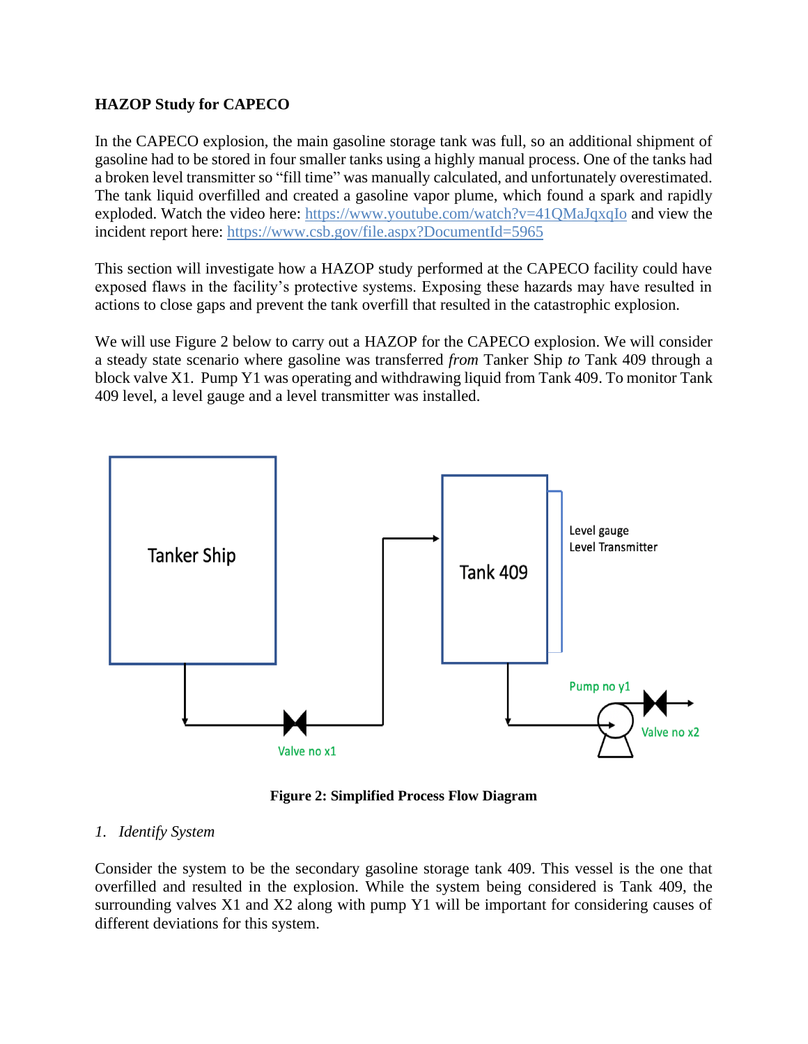**HAZOP Study for CAPECO**

In the CAPECO explosion, the main gasoline storage tank was full, so an additional shipment of gasoline had to be stored in four smaller tanks using a highly manual process. One of the tanks had a broken level transmitter so "fill time" was manually calculated, and unfortunately overestimated. The tank liquid overfilled and created a gasoline vapor plume, which found a spark and rapidly exploded. Watch the video here: https://www.youtube.com/watch?v=41QMaJqxqIo and view the incident report here: https://www.csb.gov/file.aspx?DocumentId=5965

This section will investigate how a HAZOP study performed at the CAPECO facility could have exposed flaws in the facility's protective systems. Exposing these hazards may have resulted in actions to close gaps and prevent the tank overfill that resulted in the catastrophic explosion.

We will use Figure 2 below to carry out a HAZOP for the CAPECO explosion. We will consider a steady state scenario where gasoline was transferred *from* Tanker Ship *to* Tank 409 through a block valve X1. Pump Y1 was operating and withdrawing liquid from Tank 409. To monitor Tank 409 level, a level gauge and a level transmitter was installed.

Tanker Ship

Tank 409

Level gauge
Level Transmitter

Pump no y1

Valve no x1

Valve no x2

**Figure 2: Simplified Process Flow Diagram**

1. *Identify System*

Consider the system to be the secondary gasoline storage tank 409. This vessel is the one that overfilled and resulted in the explosion. While the system being considered is Tank 409, the surrounding valves X1 and X2 along with pump Y1 will be important for considering causes of different deviations for this system.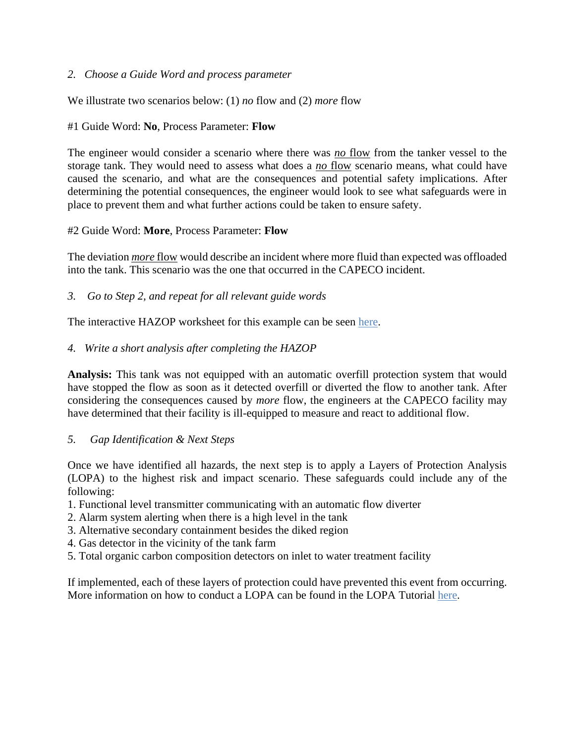*2. Choose a Guide Word and process parameter*

We illustrate two scenarios below: (1) *no* flow and (2) *more* flow

#1 Guide Word: **No**, Process Parameter: **Flow**

The engineer would consider a scenario where there was *no* flow from the tanker vessel to the storage tank. They would need to assess what does a *no* flow scenario means, what could have caused the scenario, and what are the consequences and potential safety implications. After determining the potential consequences, the engineer would look to see what safeguards were in place to prevent them and what further actions could be taken to ensure safety.

#2 Guide Word: **More**, Process Parameter: **Flow**

The deviation *more* flow would describe an incident where more fluid than expected was offloaded into the tank. This scenario was the one that occurred in the CAPECO incident.

*3. Go to Step 2, and repeat for all relevant guide words*

The interactive HAZOP worksheet for this example can be seen here.

*4. Write a short analysis after completing the HAZOP*

**Analysis:** This tank was not equipped with an automatic overfill protection system that would have stopped the flow as soon as it detected overfill or diverted the flow to another tank. After considering the consequences caused by *more* flow, the engineers at the CAPECO facility may have determined that their facility is ill-equipped to measure and react to additional flow.

*5. Gap Identification & Next Steps*

Once we have identified all hazards, the next step is to apply a Layers of Protection Analysis (LOPA) to the highest risk and impact scenario. These safeguards could include any of the following:

1. Functional level transmitter communicating with an automatic flow diverter
2. Alarm system alerting when there is a high level in the tank
3. Alternative secondary containment besides the diked region
4. Gas detector in the vicinity of the tank farm
5. Total organic carbon composition detectors on inlet to water treatment facility

If implemented, each of these layers of protection could have prevented this event from occurring. More information on how to conduct a LOPA can be found in the LOPA Tutorial here.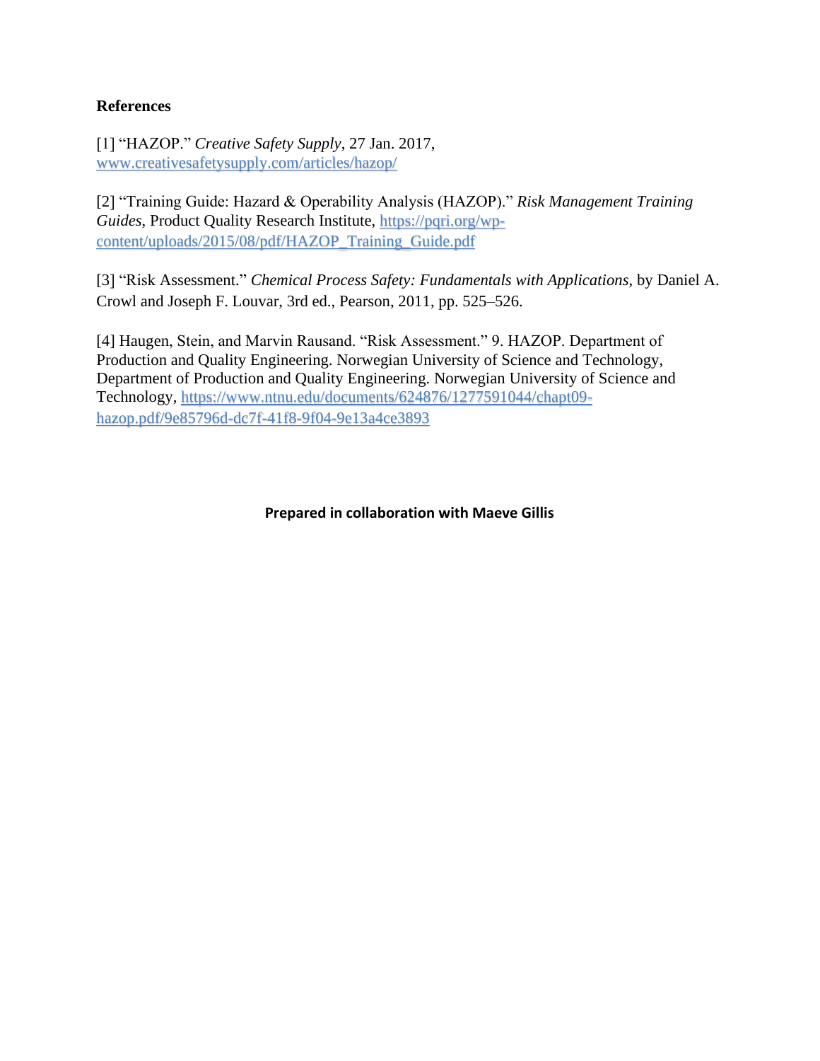**References**

[1] "HAZOP." *Creative Safety Supply*, 27 Jan. 2017, www.creativesafetysupply.com/articles/hazop/

[2] "Training Guide: Hazard & Operability Analysis (HAZOP)." *Risk Management Training Guides*, Product Quality Research Institute, https://pqri.org/wp-content/uploads/2015/08/pdf/HAZOP_Training_Guide.pdf

[3] "Risk Assessment." *Chemical Process Safety: Fundamentals with Applications*, by Daniel A. Crowl and Joseph F. Louvar, 3rd ed., Pearson, 2011, pp. 525–526.

[4] Haugen, Stein, and Marvin Rausand. "Risk Assessment." 9. HAZOP. Department of Production and Quality Engineering. Norwegian University of Science and Technology, Department of Production and Quality Engineering. Norwegian University of Science and Technology, https://www.ntnu.edu/documents/624876/1277591044/chapt09-hazop.pdf/9e85796d-dc7f-41f8-9f04-9e13a4ce3893

**Prepared in collaboration with Maeve Gillis**